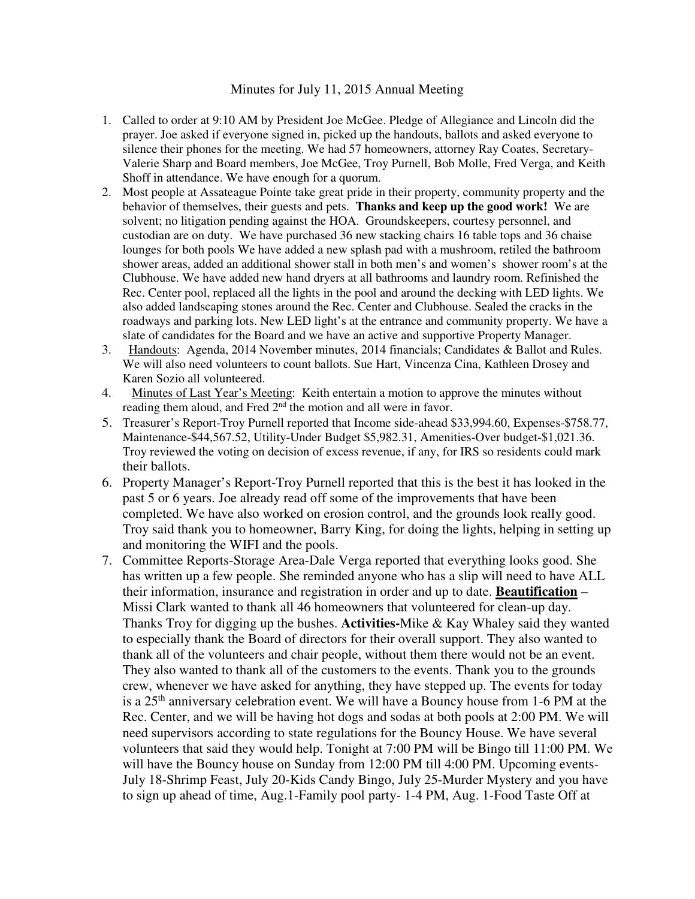Minutes for July 11, 2015 Annual Meeting

1. Called to order at 9:10 AM by President Joe McGee. Pledge of Allegiance and Lincoln did the prayer. Joe asked if everyone signed in, picked up the handouts, ballots and asked everyone to silence their phones for the meeting. We had 57 homeowners, attorney Ray Coates, Secretary-Valerie Sharp and Board members, Joe McGee, Troy Purnell, Bob Molle, Fred Verga, and Keith Shoff in attendance. We have enough for a quorum.
2. Most people at Assateague Pointe take great pride in their property, community property and the behavior of themselves, their guests and pets. **Thanks and keep up the good work!** We are solvent; no litigation pending against the HOA. Groundskeepers, courtesy personnel, and custodian are on duty. We have purchased 36 new stacking chairs 16 table tops and 36 chaise lounges for both pools We have added a new splash pad with a mushroom, retiled the bathroom shower areas, added an additional shower stall in both men's and women's shower room's at the Clubhouse. We have added new hand dryers at all bathrooms and laundry room. Refinished the Rec. Center pool, replaced all the lights in the pool and around the decking with LED lights. We also added landscaping stones around the Rec. Center and Clubhouse. Sealed the cracks in the roadways and parking lots. New LED light's at the entrance and community property. We have a slate of candidates for the Board and we have an active and supportive Property Manager.
3. Handouts: Agenda, 2014 November minutes, 2014 financials; Candidates & Ballot and Rules. We will also need volunteers to count ballots. Sue Hart, Vincenza Cina, Kathleen Drosey and Karen Sozio all volunteered.
4. Minutes of Last Year's Meeting: Keith entertain a motion to approve the minutes without reading them aloud, and Fred 2nd the motion and all were in favor.
5. Treasurer's Report-Troy Purnell reported that Income side-ahead $33,994.60, Expenses-$758.77, Maintenance-$44,567.52, Utility-Under Budget $5,982.31, Amenities-Over budget-$1,021.36. Troy reviewed the voting on decision of excess revenue, if any, for IRS so residents could mark their ballots.
6. Property Manager's Report-Troy Purnell reported that this is the best it has looked in the past 5 or 6 years. Joe already read off some of the improvements that have been completed. We have also worked on erosion control, and the grounds look really good. Troy said thank you to homeowner, Barry King, for doing the lights, helping in setting up and monitoring the WIFI and the pools.
7. Committee Reports-Storage Area-Dale Verga reported that everything looks good. She has written up a few people. She reminded anyone who has a slip will need to have ALL their information, insurance and registration in order and up to date. **Beautification** – Missi Clark wanted to thank all 46 homeowners that volunteered for clean-up day. Thanks Troy for digging up the bushes. **Activities-**Mike & Kay Whaley said they wanted to especially thank the Board of directors for their overall support. They also wanted to thank all of the volunteers and chair people, without them there would not be an event. They also wanted to thank all of the customers to the events. Thank you to the grounds crew, whenever we have asked for anything, they have stepped up. The events for today is a 25th anniversary celebration event. We will have a Bouncy house from 1-6 PM at the Rec. Center, and we will be having hot dogs and sodas at both pools at 2:00 PM. We will need supervisors according to state regulations for the Bouncy House. We have several volunteers that said they would help. Tonight at 7:00 PM will be Bingo till 11:00 PM. We will have the Bouncy house on Sunday from 12:00 PM till 4:00 PM. Upcoming events-July 18-Shrimp Feast, July 20-Kids Candy Bingo, July 25-Murder Mystery and you have to sign up ahead of time, Aug.1-Family pool party- 1-4 PM, Aug. 1-Food Taste Off at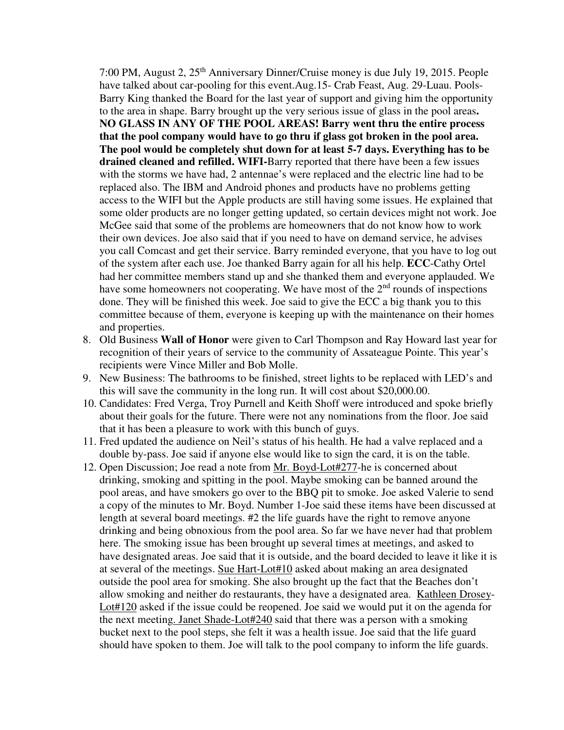7:00 PM, August 2, 25th Anniversary Dinner/Cruise money is due July 19, 2015. People have talked about car-pooling for this event.Aug.15- Crab Feast, Aug. 29-Luau. Pools-Barry King thanked the Board for the last year of support and giving him the opportunity to the area in shape. Barry brought up the very serious issue of glass in the pool areas**. NO GLASS IN ANY OF THE POOL AREAS! Barry went thru the entire process that the pool company would have to go thru if glass got broken in the pool area. The pool would be completely shut down for at least 5-7 days. Everything has to be drained cleaned and refilled. WIFI-**Barry reported that there have been a few issues with the storms we have had, 2 antennae's were replaced and the electric line had to be replaced also. The IBM and Android phones and products have no problems getting access to the WIFI but the Apple products are still having some issues. He explained that some older products are no longer getting updated, so certain devices might not work. Joe McGee said that some of the problems are homeowners that do not know how to work their own devices. Joe also said that if you need to have on demand service, he advises you call Comcast and get their service. Barry reminded everyone, that you have to log out of the system after each use. Joe thanked Barry again for all his help. **ECC**-Cathy Ortel had her committee members stand up and she thanked them and everyone applauded. We have some homeowners not cooperating. We have most of the 2nd rounds of inspections done. They will be finished this week. Joe said to give the ECC a big thank you to this committee because of them, everyone is keeping up with the maintenance on their homes and properties.

8. Old Business **Wall of Honor** were given to Carl Thompson and Ray Howard last year for recognition of their years of service to the community of Assateague Pointe. This year's recipients were Vince Miller and Bob Molle.
9. New Business: The bathrooms to be finished, street lights to be replaced with LED's and this will save the community in the long run. It will cost about $20,000.00.
10. Candidates: Fred Verga, Troy Purnell and Keith Shoff were introduced and spoke briefly about their goals for the future. There were not any nominations from the floor. Joe said that it has been a pleasure to work with this bunch of guys.
11. Fred updated the audience on Neil's status of his health. He had a valve replaced and a double by-pass. Joe said if anyone else would like to sign the card, it is on the table.
12. Open Discussion; Joe read a note from Mr. Boyd-Lot#277-he is concerned about drinking, smoking and spitting in the pool. Maybe smoking can be banned around the pool areas, and have smokers go over to the BBQ pit to smoke. Joe asked Valerie to send a copy of the minutes to Mr. Boyd. Number 1-Joe said these items have been discussed at length at several board meetings. #2 the life guards have the right to remove anyone drinking and being obnoxious from the pool area. So far we have never had that problem here. The smoking issue has been brought up several times at meetings, and asked to have designated areas. Joe said that it is outside, and the board decided to leave it like it is at several of the meetings. Sue Hart-Lot#10 asked about making an area designated outside the pool area for smoking. She also brought up the fact that the Beaches don't allow smoking and neither do restaurants, they have a designated area. Kathleen Drosey-Lot#120 asked if the issue could be reopened. Joe said we would put it on the agenda for the next meeting. Janet Shade-Lot#240 said that there was a person with a smoking bucket next to the pool steps, she felt it was a health issue. Joe said that the life guard should have spoken to them. Joe will talk to the pool company to inform the life guards.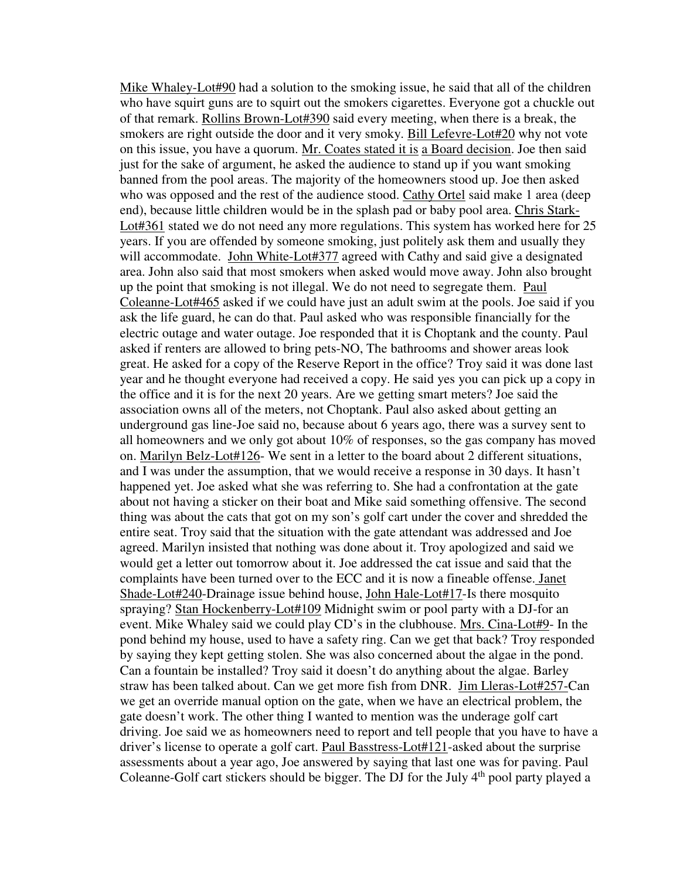Mike Whaley-Lot#90 had a solution to the smoking issue, he said that all of the children who have squirt guns are to squirt out the smokers cigarettes. Everyone got a chuckle out of that remark. Rollins Brown-Lot#390 said every meeting, when there is a break, the smokers are right outside the door and it very smoky. Bill Lefevre-Lot#20 why not vote on this issue, you have a quorum. Mr. Coates stated it is a Board decision. Joe then said just for the sake of argument, he asked the audience to stand up if you want smoking banned from the pool areas. The majority of the homeowners stood up. Joe then asked who was opposed and the rest of the audience stood. Cathy Ortel said make 1 area (deep end), because little children would be in the splash pad or baby pool area. Chris Stark-Lot#361 stated we do not need any more regulations. This system has worked here for 25 years. If you are offended by someone smoking, just politely ask them and usually they will accommodate. John White-Lot#377 agreed with Cathy and said give a designated area. John also said that most smokers when asked would move away. John also brought up the point that smoking is not illegal. We do not need to segregate them. Paul Coleanne-Lot#465 asked if we could have just an adult swim at the pools. Joe said if you ask the life guard, he can do that. Paul asked who was responsible financially for the electric outage and water outage. Joe responded that it is Choptank and the county. Paul asked if renters are allowed to bring pets-NO, The bathrooms and shower areas look great. He asked for a copy of the Reserve Report in the office? Troy said it was done last year and he thought everyone had received a copy. He said yes you can pick up a copy in the office and it is for the next 20 years. Are we getting smart meters? Joe said the association owns all of the meters, not Choptank. Paul also asked about getting an underground gas line-Joe said no, because about 6 years ago, there was a survey sent to all homeowners and we only got about 10% of responses, so the gas company has moved on. Marilyn Belz-Lot#126- We sent in a letter to the board about 2 different situations, and I was under the assumption, that we would receive a response in 30 days. It hasn't happened yet. Joe asked what she was referring to. She had a confrontation at the gate about not having a sticker on their boat and Mike said something offensive. The second thing was about the cats that got on my son's golf cart under the cover and shredded the entire seat. Troy said that the situation with the gate attendant was addressed and Joe agreed. Marilyn insisted that nothing was done about it. Troy apologized and said we would get a letter out tomorrow about it. Joe addressed the cat issue and said that the complaints have been turned over to the ECC and it is now a fineable offense. Janet Shade-Lot#240-Drainage issue behind house, John Hale-Lot#17-Is there mosquito spraying? Stan Hockenberry-Lot#109 Midnight swim or pool party with a DJ-for an event. Mike Whaley said we could play CD's in the clubhouse. Mrs. Cina-Lot#9- In the pond behind my house, used to have a safety ring. Can we get that back? Troy responded by saying they kept getting stolen. She was also concerned about the algae in the pond. Can a fountain be installed? Troy said it doesn't do anything about the algae. Barley straw has been talked about. Can we get more fish from DNR. Jim Lleras-Lot#257-Can we get an override manual option on the gate, when we have an electrical problem, the gate doesn't work. The other thing I wanted to mention was the underage golf cart driving. Joe said we as homeowners need to report and tell people that you have to have a driver's license to operate a golf cart. Paul Basstress-Lot#121-asked about the surprise assessments about a year ago, Joe answered by saying that last one was for paving. Paul Coleanne-Golf cart stickers should be bigger. The DJ for the July 4th pool party played a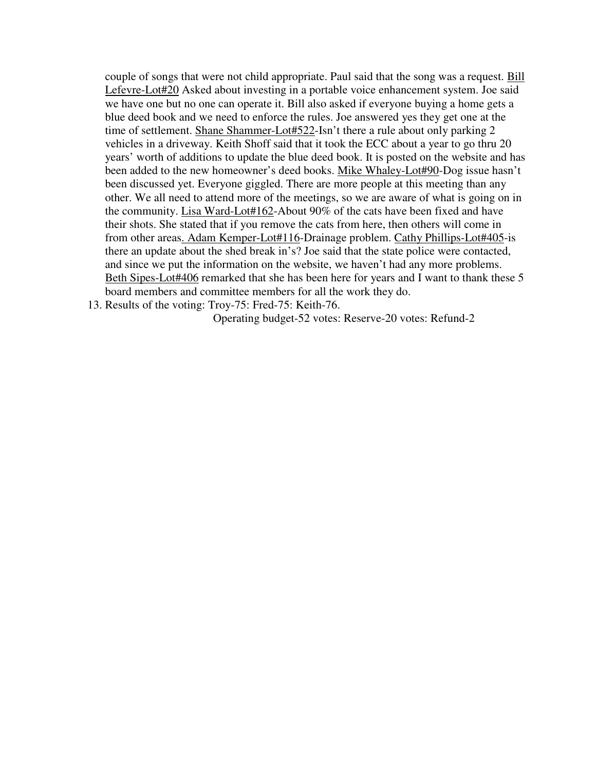couple of songs that were not child appropriate. Paul said that the song was a request. Bill Lefevre-Lot#20 Asked about investing in a portable voice enhancement system. Joe said we have one but no one can operate it. Bill also asked if everyone buying a home gets a blue deed book and we need to enforce the rules. Joe answered yes they get one at the time of settlement. Shane Shammer-Lot#522-Isn't there a rule about only parking 2 vehicles in a driveway. Keith Shoff said that it took the ECC about a year to go thru 20 years' worth of additions to update the blue deed book. It is posted on the website and has been added to the new homeowner's deed books. Mike Whaley-Lot#90-Dog issue hasn't been discussed yet. Everyone giggled. There are more people at this meeting than any other. We all need to attend more of the meetings, so we are aware of what is going on in the community. Lisa Ward-Lot#162-About 90% of the cats have been fixed and have their shots. She stated that if you remove the cats from here, then others will come in from other areas. Adam Kemper-Lot#116-Drainage problem. Cathy Phillips-Lot#405-is there an update about the shed break in's? Joe said that the state police were contacted, and since we put the information on the website, we haven't had any more problems. Beth Sipes-Lot#406 remarked that she has been here for years and I want to thank these 5 board members and committee members for all the work they do.

13. Results of the voting: Troy-75: Fred-75: Keith-76.
    Operating budget-52 votes: Reserve-20 votes: Refund-2